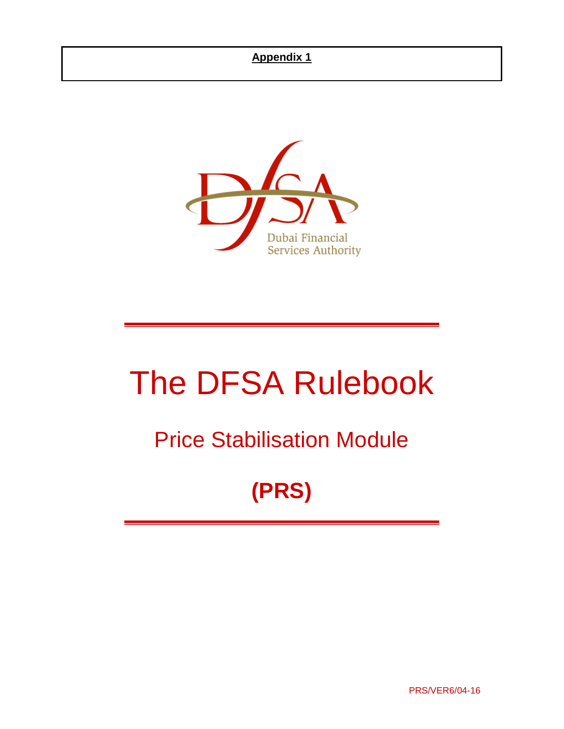**Appendix 1**

Dubai Financial Services Authority

# The DFSA Rulebook

## Price Stabilisation Module

## (PRS)

PRS/VER6/04-16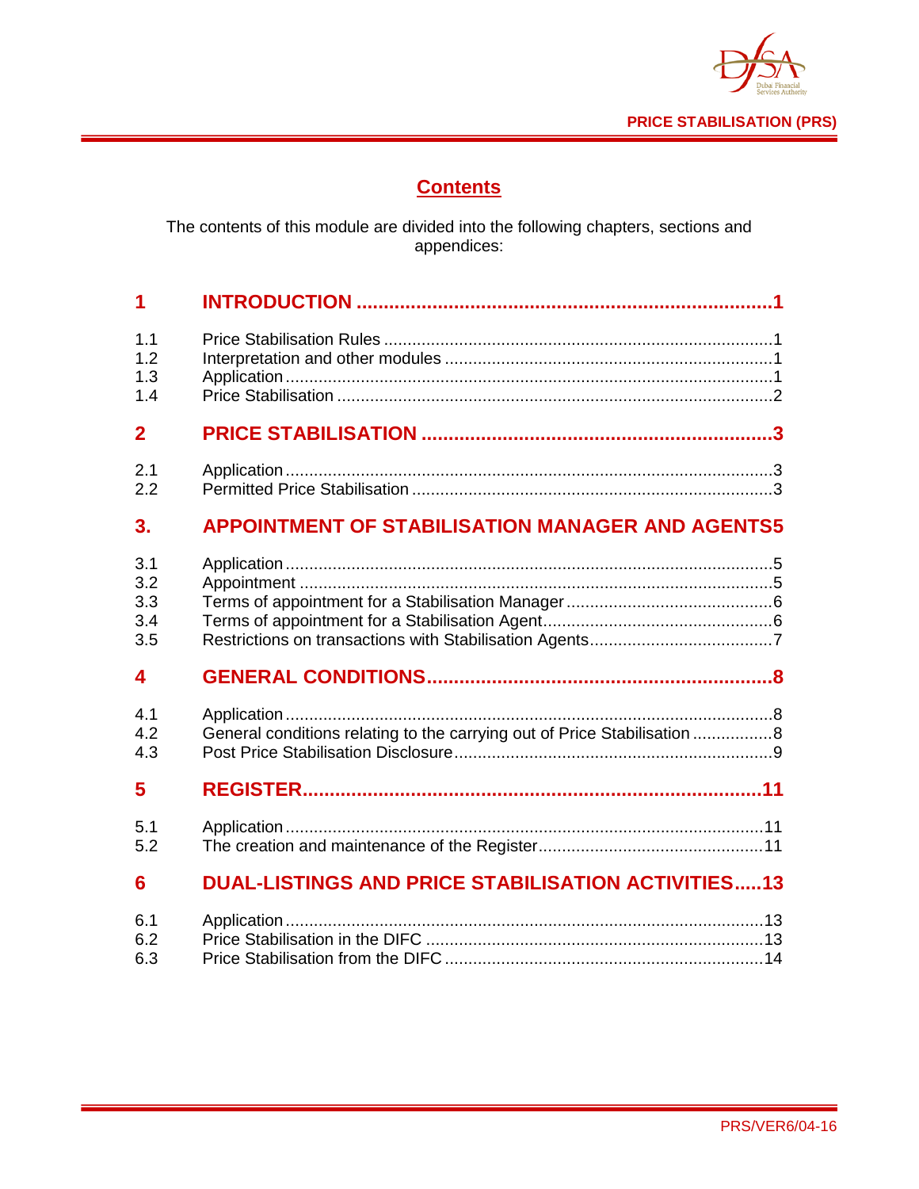# Contents

The contents of this module are divided into the following chapters, sections and appendices:

| | | |
|---|---|---|
| **1** | **INTRODUCTION** | **1** |
| 1.1 | Price Stabilisation Rules | 1 |
| 1.2 | Interpretation and other modules | 1 |
| 1.3 | Application | 1 |
| 1.4 | Price Stabilisation | 2 |
| **2** | **PRICE STABILISATION** | **3** |
| 2.1 | Application | 3 |
| 2.2 | Permitted Price Stabilisation | 3 |
| **3.** | **APPOINTMENT OF STABILISATION MANAGER AND AGENTS** | **5** |
| 3.1 | Application | 5 |
| 3.2 | Appointment | 5 |
| 3.3 | Terms of appointment for a Stabilisation Manager | 6 |
| 3.4 | Terms of appointment for a Stabilisation Agent | 6 |
| 3.5 | Restrictions on transactions with Stabilisation Agents | 7 |
| **4** | **GENERAL CONDITIONS** | **8** |
| 4.1 | Application | 8 |
| 4.2 | General conditions relating to the carrying out of Price Stabilisation | 8 |
| 4.3 | Post Price Stabilisation Disclosure | 9 |
| **5** | **REGISTER** | **11** |
| 5.1 | Application | 11 |
| 5.2 | The creation and maintenance of the Register | 11 |
| **6** | **DUAL-LISTINGS AND PRICE STABILISATION ACTIVITIES** | **13** |
| 6.1 | Application | 13 |
| 6.2 | Price Stabilisation in the DIFC | 13 |
| 6.3 | Price Stabilisation from the DIFC | 14 |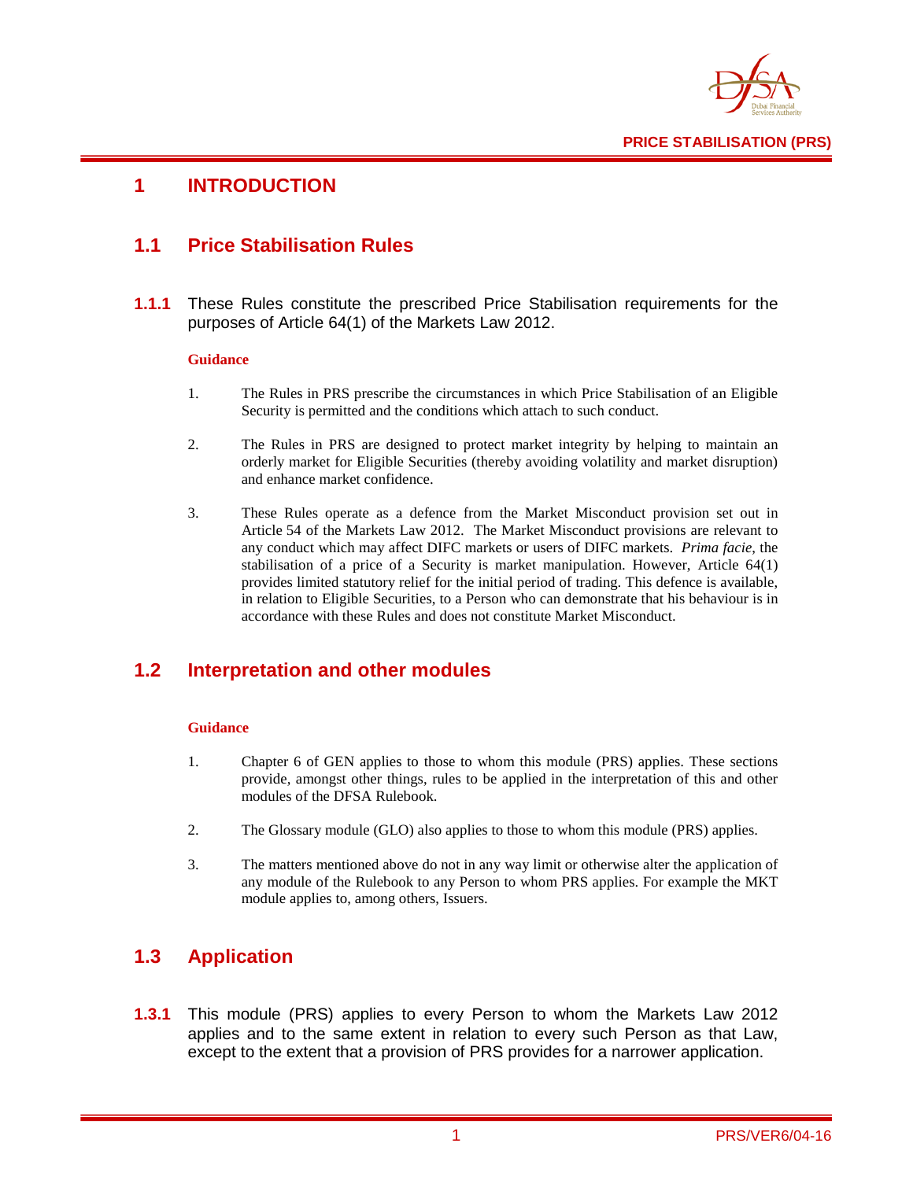# 1 INTRODUCTION

## 1.1 Price Stabilisation Rules

**1.1.1** These Rules constitute the prescribed Price Stabilisation requirements for the purposes of Article 64(1) of the Markets Law 2012.

**Guidance**

1. The Rules in PRS prescribe the circumstances in which Price Stabilisation of an Eligible Security is permitted and the conditions which attach to such conduct.

2. The Rules in PRS are designed to protect market integrity by helping to maintain an orderly market for Eligible Securities (thereby avoiding volatility and market disruption) and enhance market confidence.

3. These Rules operate as a defence from the Market Misconduct provision set out in Article 54 of the Markets Law 2012. The Market Misconduct provisions are relevant to any conduct which may affect DIFC markets or users of DIFC markets. *Prima facie*, the stabilisation of a price of a Security is market manipulation. However, Article 64(1) provides limited statutory relief for the initial period of trading. This defence is available, in relation to Eligible Securities, to a Person who can demonstrate that his behaviour is in accordance with these Rules and does not constitute Market Misconduct.

## 1.2 Interpretation and other modules

**Guidance**

1. Chapter 6 of GEN applies to those to whom this module (PRS) applies. These sections provide, amongst other things, rules to be applied in the interpretation of this and other modules of the DFSA Rulebook.

2. The Glossary module (GLO) also applies to those to whom this module (PRS) applies.

3. The matters mentioned above do not in any way limit or otherwise alter the application of any module of the Rulebook to any Person to whom PRS applies. For example the MKT module applies to, among others, Issuers.

## 1.3 Application

**1.3.1** This module (PRS) applies to every Person to whom the Markets Law 2012 applies and to the same extent in relation to every such Person as that Law, except to the extent that a provision of PRS provides for a narrower application.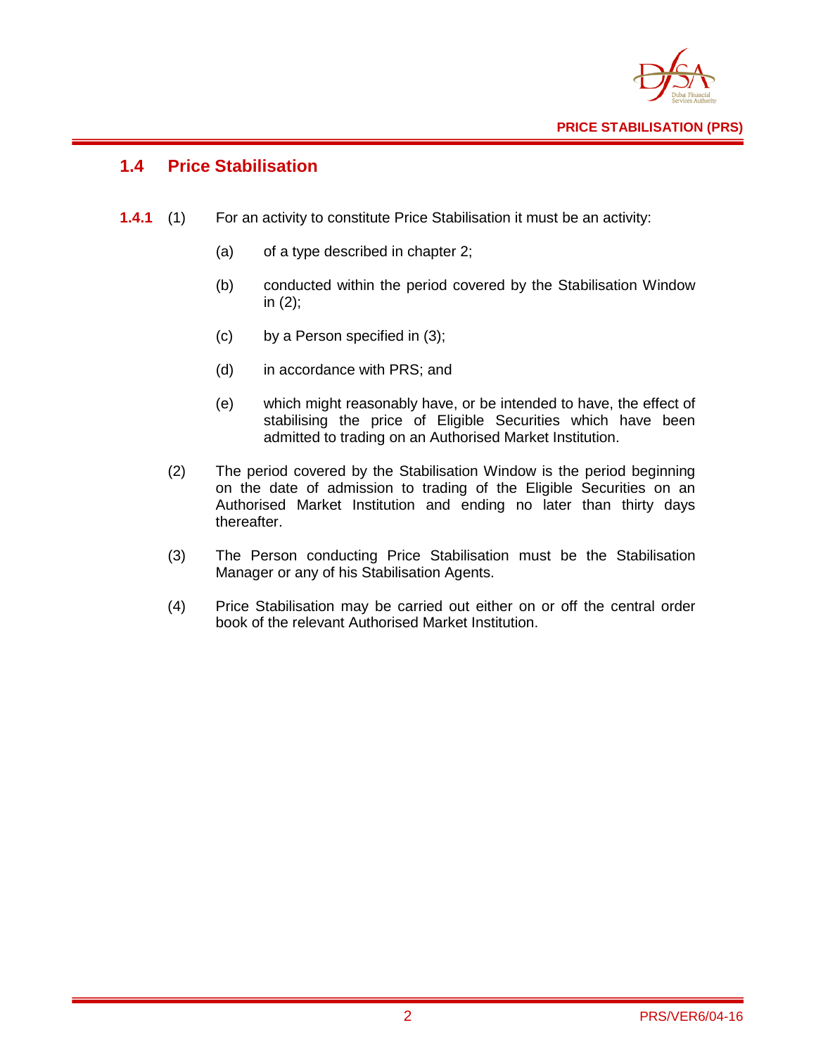## 1.4 Price Stabilisation

**1.4.1** (1) For an activity to constitute Price Stabilisation it must be an activity:

(a) of a type described in chapter 2;

(b) conducted within the period covered by the Stabilisation Window in (2);

(c) by a Person specified in (3);

(d) in accordance with PRS; and

(e) which might reasonably have, or be intended to have, the effect of stabilising the price of Eligible Securities which have been admitted to trading on an Authorised Market Institution.

(2) The period covered by the Stabilisation Window is the period beginning on the date of admission to trading of the Eligible Securities on an Authorised Market Institution and ending no later than thirty days thereafter.

(3) The Person conducting Price Stabilisation must be the Stabilisation Manager or any of his Stabilisation Agents.

(4) Price Stabilisation may be carried out either on or off the central order book of the relevant Authorised Market Institution.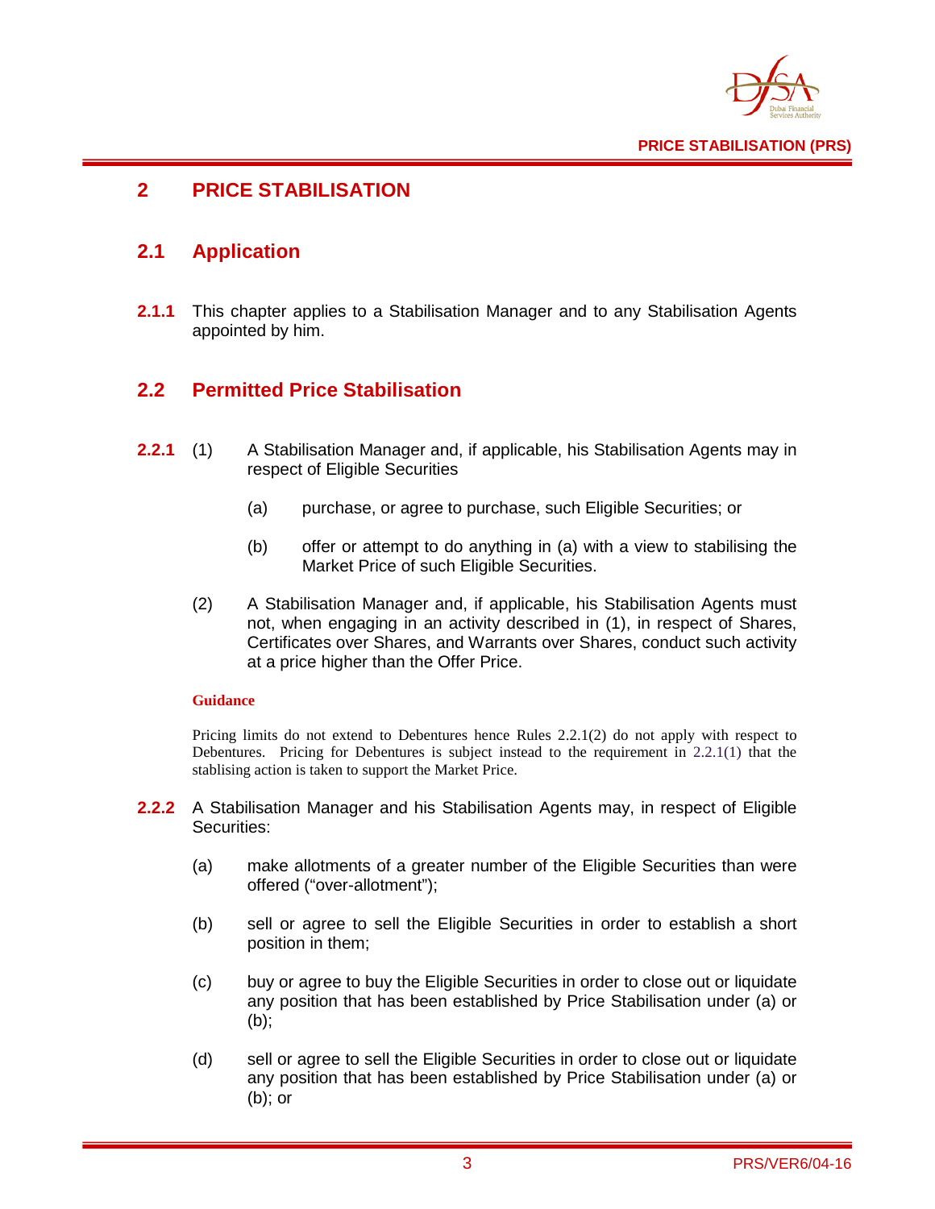# 2 PRICE STABILISATION

## 2.1 Application

**2.1.1** This chapter applies to a Stabilisation Manager and to any Stabilisation Agents appointed by him.

## 2.2 Permitted Price Stabilisation

**2.2.1** (1) A Stabilisation Manager and, if applicable, his Stabilisation Agents may in respect of Eligible Securities

(a) purchase, or agree to purchase, such Eligible Securities; or

(b) offer or attempt to do anything in (a) with a view to stabilising the Market Price of such Eligible Securities.

(2) A Stabilisation Manager and, if applicable, his Stabilisation Agents must not, when engaging in an activity described in (1), in respect of Shares, Certificates over Shares, and Warrants over Shares, conduct such activity at a price higher than the Offer Price.

**Guidance**

Pricing limits do not extend to Debentures hence Rules 2.2.1(2) do not apply with respect to Debentures. Pricing for Debentures is subject instead to the requirement in 2.2.1(1) that the stablising action is taken to support the Market Price.

**2.2.2** A Stabilisation Manager and his Stabilisation Agents may, in respect of Eligible Securities:

(a) make allotments of a greater number of the Eligible Securities than were offered ("over-allotment");

(b) sell or agree to sell the Eligible Securities in order to establish a short position in them;

(c) buy or agree to buy the Eligible Securities in order to close out or liquidate any position that has been established by Price Stabilisation under (a) or (b);

(d) sell or agree to sell the Eligible Securities in order to close out or liquidate any position that has been established by Price Stabilisation under (a) or (b); or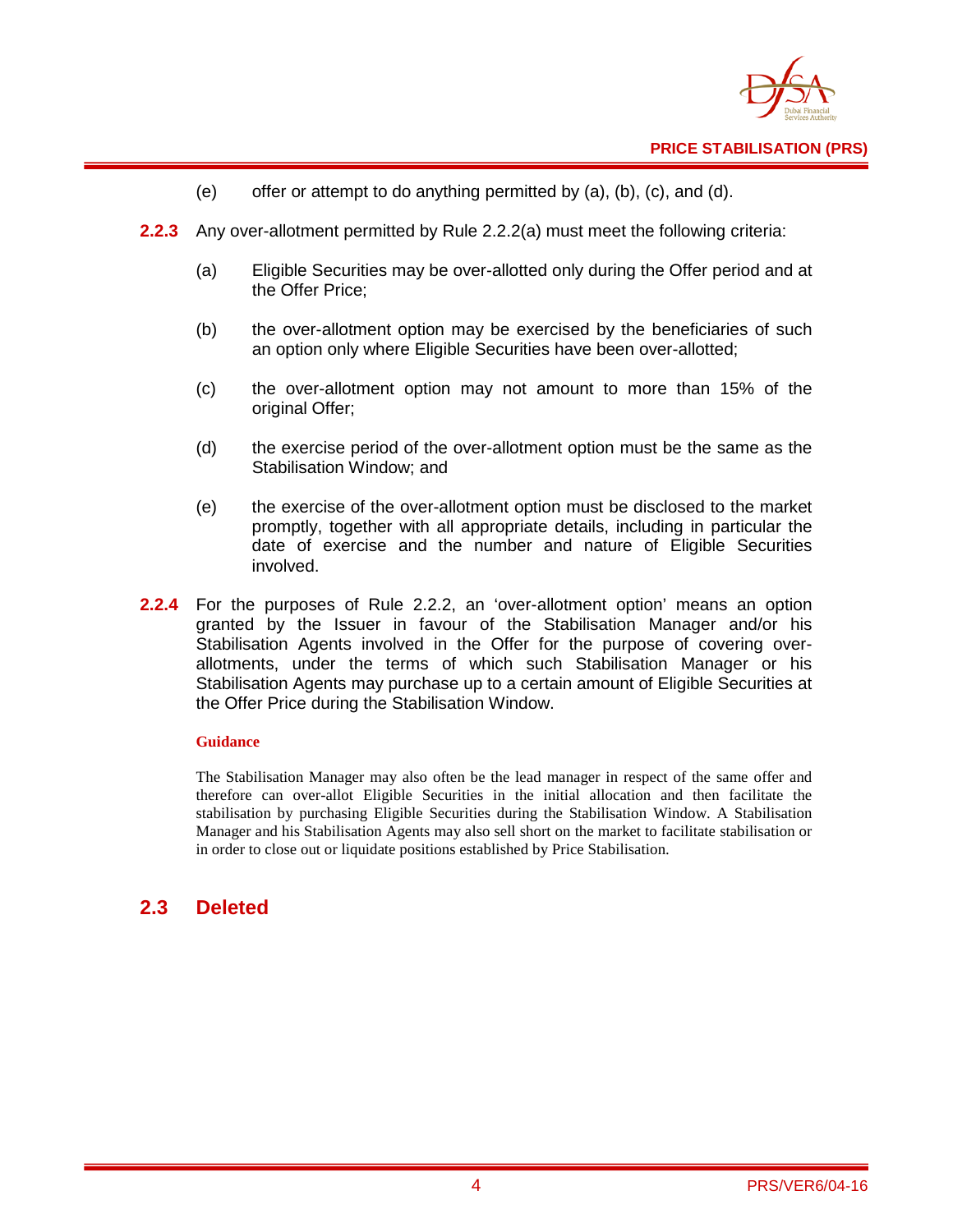(e) offer or attempt to do anything permitted by (a), (b), (c), and (d).

**2.2.3** Any over-allotment permitted by Rule 2.2.2(a) must meet the following criteria:

(a) Eligible Securities may be over-allotted only during the Offer period and at the Offer Price;

(b) the over-allotment option may be exercised by the beneficiaries of such an option only where Eligible Securities have been over-allotted;

(c) the over-allotment option may not amount to more than 15% of the original Offer;

(d) the exercise period of the over-allotment option must be the same as the Stabilisation Window; and

(e) the exercise of the over-allotment option must be disclosed to the market promptly, together with all appropriate details, including in particular the date of exercise and the number and nature of Eligible Securities involved.

**2.2.4** For the purposes of Rule 2.2.2, an 'over-allotment option' means an option granted by the Issuer in favour of the Stabilisation Manager and/or his Stabilisation Agents involved in the Offer for the purpose of covering over-allotments, under the terms of which such Stabilisation Manager or his Stabilisation Agents may purchase up to a certain amount of Eligible Securities at the Offer Price during the Stabilisation Window.

**Guidance**

The Stabilisation Manager may also often be the lead manager in respect of the same offer and therefore can over-allot Eligible Securities in the initial allocation and then facilitate the stabilisation by purchasing Eligible Securities during the Stabilisation Window. A Stabilisation Manager and his Stabilisation Agents may also sell short on the market to facilitate stabilisation or in order to close out or liquidate positions established by Price Stabilisation.

## 2.3 Deleted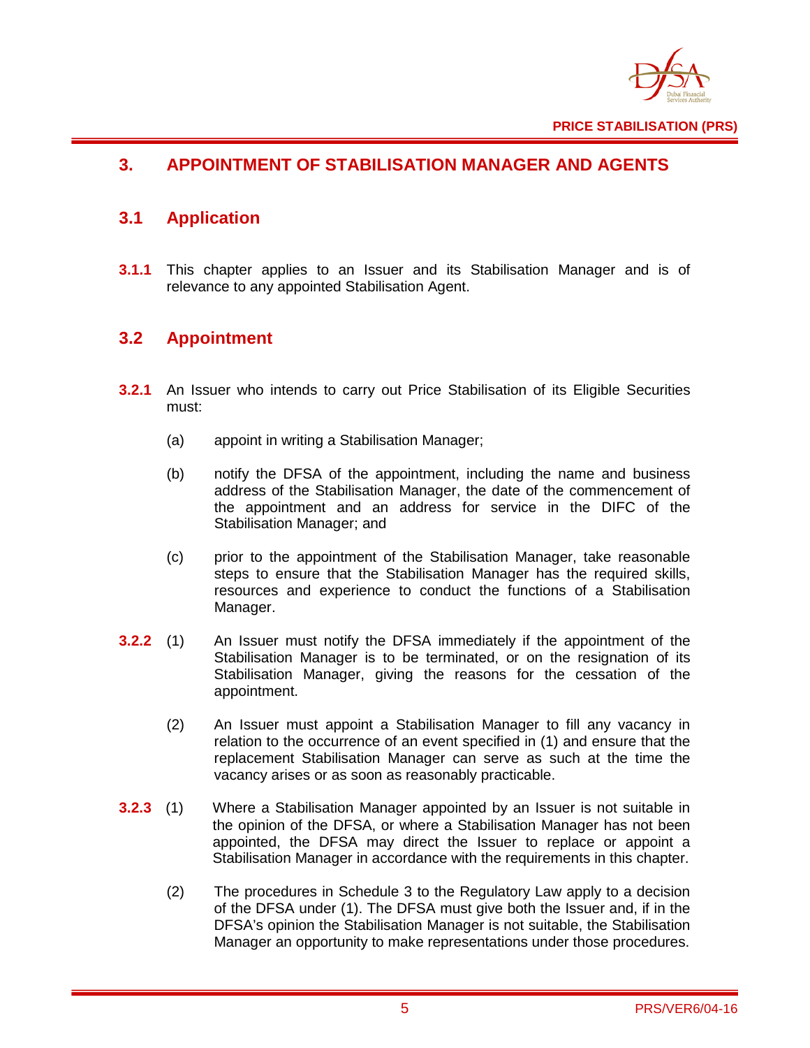## 3. APPOINTMENT OF STABILISATION MANAGER AND AGENTS

### 3.1 Application

**3.1.1** This chapter applies to an Issuer and its Stabilisation Manager and is of relevance to any appointed Stabilisation Agent.

### 3.2 Appointment

**3.2.1** An Issuer who intends to carry out Price Stabilisation of its Eligible Securities must:

(a) appoint in writing a Stabilisation Manager;

(b) notify the DFSA of the appointment, including the name and business address of the Stabilisation Manager, the date of the commencement of the appointment and an address for service in the DIFC of the Stabilisation Manager; and

(c) prior to the appointment of the Stabilisation Manager, take reasonable steps to ensure that the Stabilisation Manager has the required skills, resources and experience to conduct the functions of a Stabilisation Manager.

**3.2.2** (1) An Issuer must notify the DFSA immediately if the appointment of the Stabilisation Manager is to be terminated, or on the resignation of its Stabilisation Manager, giving the reasons for the cessation of the appointment.

(2) An Issuer must appoint a Stabilisation Manager to fill any vacancy in relation to the occurrence of an event specified in (1) and ensure that the replacement Stabilisation Manager can serve as such at the time the vacancy arises or as soon as reasonably practicable.

**3.2.3** (1) Where a Stabilisation Manager appointed by an Issuer is not suitable in the opinion of the DFSA, or where a Stabilisation Manager has not been appointed, the DFSA may direct the Issuer to replace or appoint a Stabilisation Manager in accordance with the requirements in this chapter.

(2) The procedures in Schedule 3 to the Regulatory Law apply to a decision of the DFSA under (1). The DFSA must give both the Issuer and, if in the DFSA's opinion the Stabilisation Manager is not suitable, the Stabilisation Manager an opportunity to make representations under those procedures.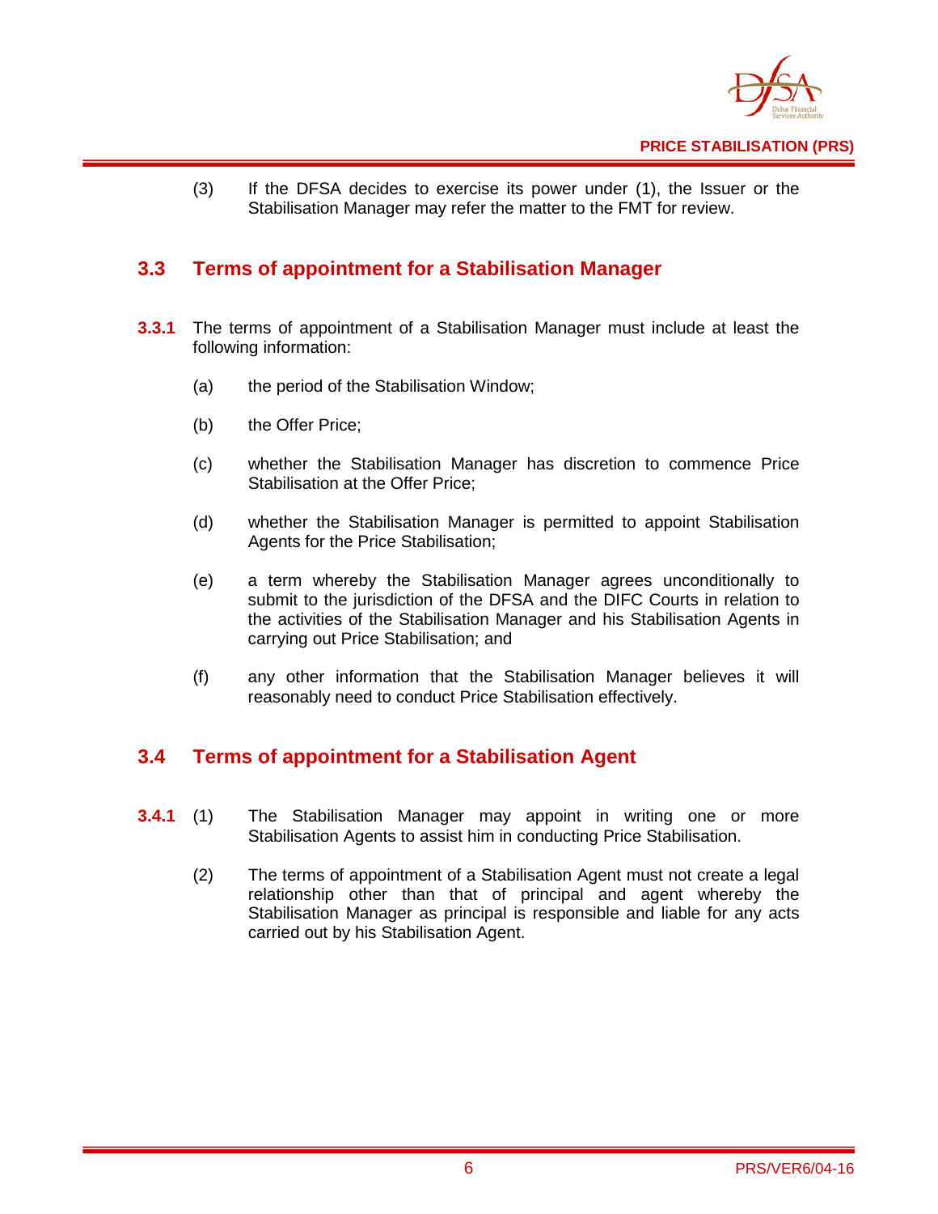(3) If the DFSA decides to exercise its power under (1), the Issuer or the Stabilisation Manager may refer the matter to the FMT for review.

## 3.3 Terms of appointment for a Stabilisation Manager

**3.3.1** The terms of appointment of a Stabilisation Manager must include at least the following information:

(a) the period of the Stabilisation Window;

(b) the Offer Price;

(c) whether the Stabilisation Manager has discretion to commence Price Stabilisation at the Offer Price;

(d) whether the Stabilisation Manager is permitted to appoint Stabilisation Agents for the Price Stabilisation;

(e) a term whereby the Stabilisation Manager agrees unconditionally to submit to the jurisdiction of the DFSA and the DIFC Courts in relation to the activities of the Stabilisation Manager and his Stabilisation Agents in carrying out Price Stabilisation; and

(f) any other information that the Stabilisation Manager believes it will reasonably need to conduct Price Stabilisation effectively.

## 3.4 Terms of appointment for a Stabilisation Agent

**3.4.1** (1) The Stabilisation Manager may appoint in writing one or more Stabilisation Agents to assist him in conducting Price Stabilisation.

(2) The terms of appointment of a Stabilisation Agent must not create a legal relationship other than that of principal and agent whereby the Stabilisation Manager as principal is responsible and liable for any acts carried out by his Stabilisation Agent.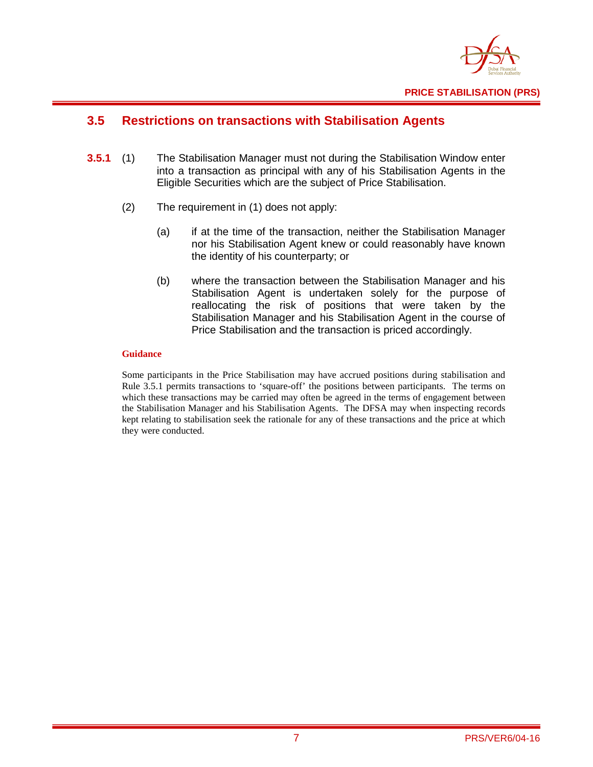## 3.5 Restrictions on transactions with Stabilisation Agents

**3.5.1** (1) The Stabilisation Manager must not during the Stabilisation Window enter into a transaction as principal with any of his Stabilisation Agents in the Eligible Securities which are the subject of Price Stabilisation.

(2) The requirement in (1) does not apply:

(a) if at the time of the transaction, neither the Stabilisation Manager nor his Stabilisation Agent knew or could reasonably have known the identity of his counterparty; or

(b) where the transaction between the Stabilisation Manager and his Stabilisation Agent is undertaken solely for the purpose of reallocating the risk of positions that were taken by the Stabilisation Manager and his Stabilisation Agent in the course of Price Stabilisation and the transaction is priced accordingly.

**Guidance**

Some participants in the Price Stabilisation may have accrued positions during stabilisation and Rule 3.5.1 permits transactions to 'square-off' the positions between participants. The terms on which these transactions may be carried may often be agreed in the terms of engagement between the Stabilisation Manager and his Stabilisation Agents. The DFSA may when inspecting records kept relating to stabilisation seek the rationale for any of these transactions and the price at which they were conducted.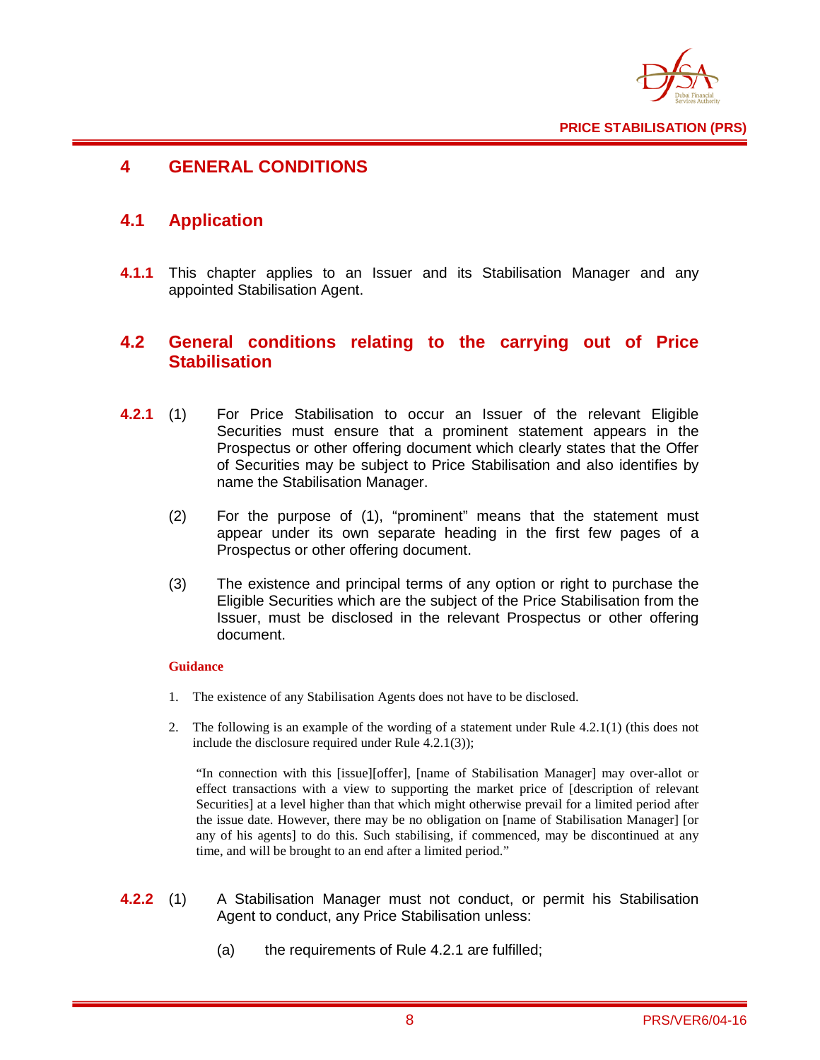# 4 GENERAL CONDITIONS

## 4.1 Application

**4.1.1** This chapter applies to an Issuer and its Stabilisation Manager and any appointed Stabilisation Agent.

## 4.2 General conditions relating to the carrying out of Price Stabilisation

**4.2.1** (1) For Price Stabilisation to occur an Issuer of the relevant Eligible Securities must ensure that a prominent statement appears in the Prospectus or other offering document which clearly states that the Offer of Securities may be subject to Price Stabilisation and also identifies by name the Stabilisation Manager.

(2) For the purpose of (1), "prominent" means that the statement must appear under its own separate heading in the first few pages of a Prospectus or other offering document.

(3) The existence and principal terms of any option or right to purchase the Eligible Securities which are the subject of the Price Stabilisation from the Issuer, must be disclosed in the relevant Prospectus or other offering document.

**Guidance**

1. The existence of any Stabilisation Agents does not have to be disclosed.
2. The following is an example of the wording of a statement under Rule 4.2.1(1) (this does not include the disclosure required under Rule 4.2.1(3));

   "In connection with this [issue][offer], [name of Stabilisation Manager] may over-allot or effect transactions with a view to supporting the market price of [description of relevant Securities] at a level higher than that which might otherwise prevail for a limited period after the issue date. However, there may be no obligation on [name of Stabilisation Manager] [or any of his agents] to do this. Such stabilising, if commenced, may be discontinued at any time, and will be brought to an end after a limited period."

**4.2.2** (1) A Stabilisation Manager must not conduct, or permit his Stabilisation Agent to conduct, any Price Stabilisation unless:

(a) the requirements of Rule 4.2.1 are fulfilled;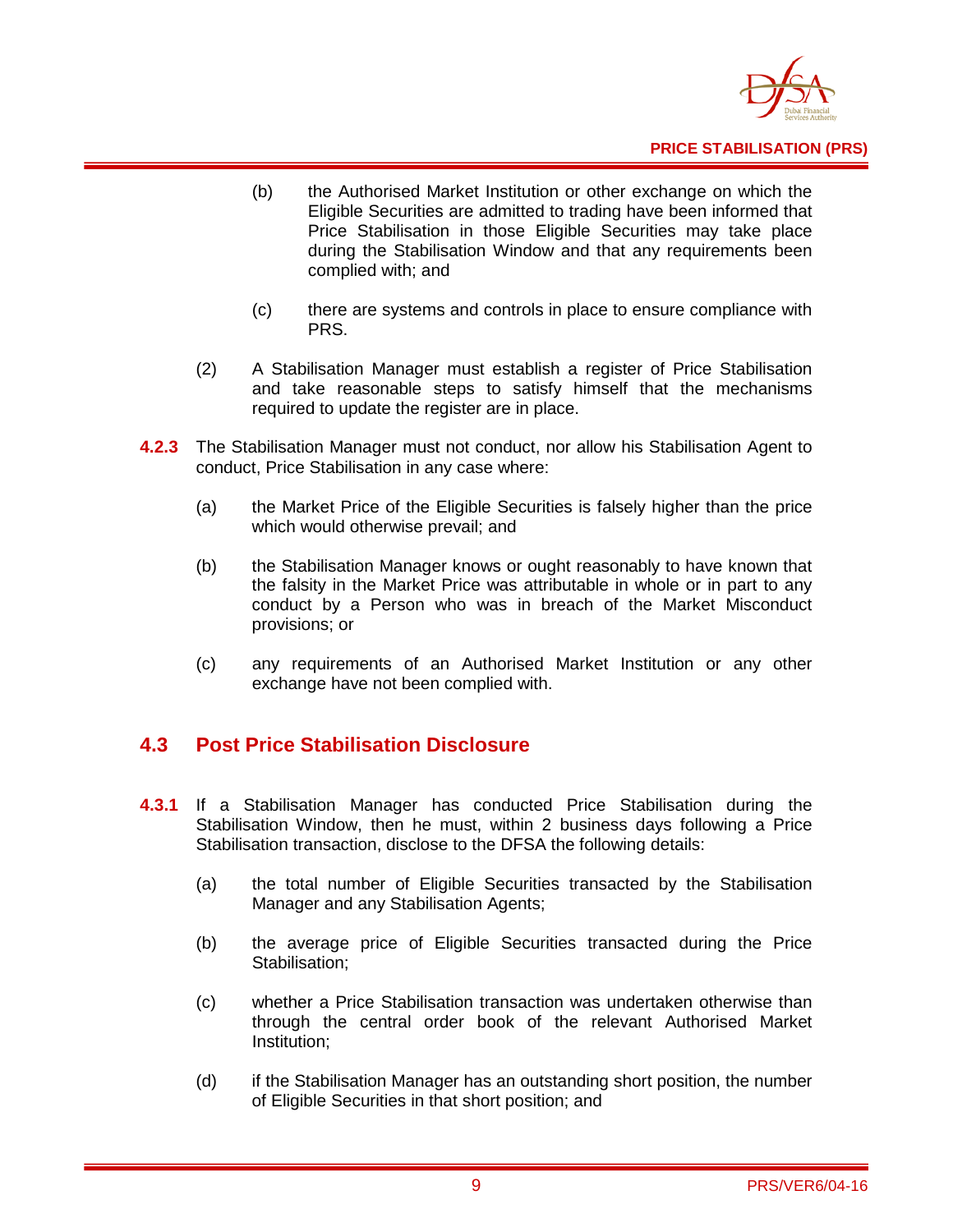(b) the Authorised Market Institution or other exchange on which the Eligible Securities are admitted to trading have been informed that Price Stabilisation in those Eligible Securities may take place during the Stabilisation Window and that any requirements been complied with; and

(c) there are systems and controls in place to ensure compliance with PRS.

(2) A Stabilisation Manager must establish a register of Price Stabilisation and take reasonable steps to satisfy himself that the mechanisms required to update the register are in place.

**4.2.3** The Stabilisation Manager must not conduct, nor allow his Stabilisation Agent to conduct, Price Stabilisation in any case where:

(a) the Market Price of the Eligible Securities is falsely higher than the price which would otherwise prevail; and

(b) the Stabilisation Manager knows or ought reasonably to have known that the falsity in the Market Price was attributable in whole or in part to any conduct by a Person who was in breach of the Market Misconduct provisions; or

(c) any requirements of an Authorised Market Institution or any other exchange have not been complied with.

## 4.3 Post Price Stabilisation Disclosure

**4.3.1** If a Stabilisation Manager has conducted Price Stabilisation during the Stabilisation Window, then he must, within 2 business days following a Price Stabilisation transaction, disclose to the DFSA the following details:

(a) the total number of Eligible Securities transacted by the Stabilisation Manager and any Stabilisation Agents;

(b) the average price of Eligible Securities transacted during the Price Stabilisation;

(c) whether a Price Stabilisation transaction was undertaken otherwise than through the central order book of the relevant Authorised Market Institution;

(d) if the Stabilisation Manager has an outstanding short position, the number of Eligible Securities in that short position; and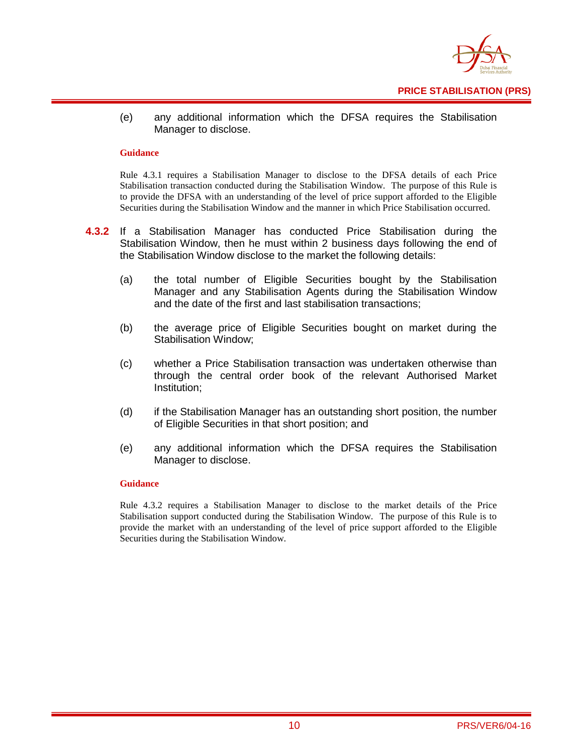(e) any additional information which the DFSA requires the Stabilisation Manager to disclose.

**Guidance**

Rule 4.3.1 requires a Stabilisation Manager to disclose to the DFSA details of each Price Stabilisation transaction conducted during the Stabilisation Window. The purpose of this Rule is to provide the DFSA with an understanding of the level of price support afforded to the Eligible Securities during the Stabilisation Window and the manner in which Price Stabilisation occurred.

**4.3.2** If a Stabilisation Manager has conducted Price Stabilisation during the Stabilisation Window, then he must within 2 business days following the end of the Stabilisation Window disclose to the market the following details:

(a) the total number of Eligible Securities bought by the Stabilisation Manager and any Stabilisation Agents during the Stabilisation Window and the date of the first and last stabilisation transactions;

(b) the average price of Eligible Securities bought on market during the Stabilisation Window;

(c) whether a Price Stabilisation transaction was undertaken otherwise than through the central order book of the relevant Authorised Market Institution;

(d) if the Stabilisation Manager has an outstanding short position, the number of Eligible Securities in that short position; and

(e) any additional information which the DFSA requires the Stabilisation Manager to disclose.

**Guidance**

Rule 4.3.2 requires a Stabilisation Manager to disclose to the market details of the Price Stabilisation support conducted during the Stabilisation Window. The purpose of this Rule is to provide the market with an understanding of the level of price support afforded to the Eligible Securities during the Stabilisation Window.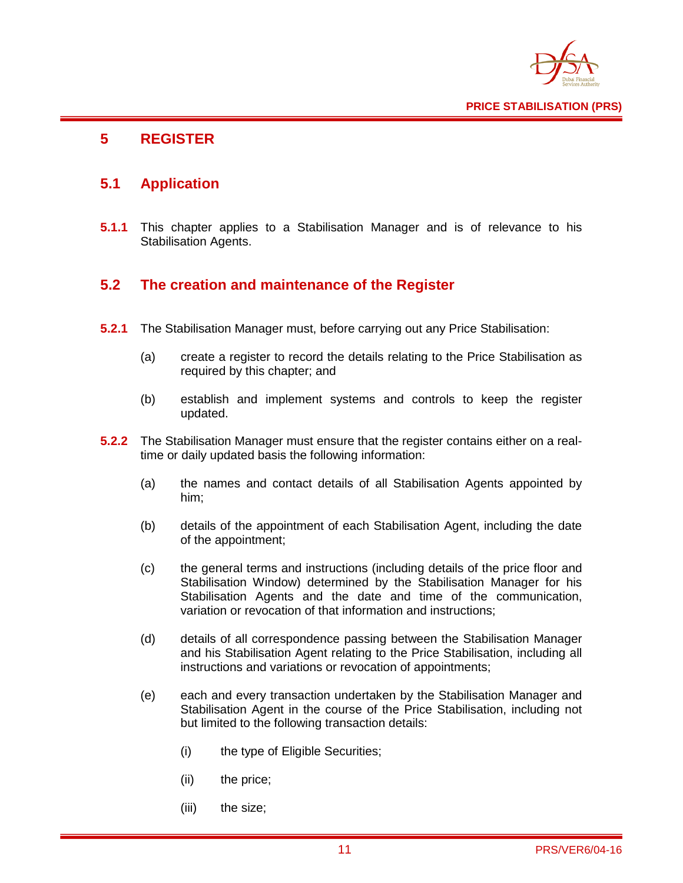## 5 REGISTER

### 5.1 Application

**5.1.1** This chapter applies to a Stabilisation Manager and is of relevance to his Stabilisation Agents.

### 5.2 The creation and maintenance of the Register

**5.2.1** The Stabilisation Manager must, before carrying out any Price Stabilisation:

(a) create a register to record the details relating to the Price Stabilisation as required by this chapter; and

(b) establish and implement systems and controls to keep the register updated.

**5.2.2** The Stabilisation Manager must ensure that the register contains either on a real-time or daily updated basis the following information:

(a) the names and contact details of all Stabilisation Agents appointed by him;

(b) details of the appointment of each Stabilisation Agent, including the date of the appointment;

(c) the general terms and instructions (including details of the price floor and Stabilisation Window) determined by the Stabilisation Manager for his Stabilisation Agents and the date and time of the communication, variation or revocation of that information and instructions;

(d) details of all correspondence passing between the Stabilisation Manager and his Stabilisation Agent relating to the Price Stabilisation, including all instructions and variations or revocation of appointments;

(e) each and every transaction undertaken by the Stabilisation Manager and Stabilisation Agent in the course of the Price Stabilisation, including not but limited to the following transaction details:

(i) the type of Eligible Securities;

(ii) the price;

(iii) the size;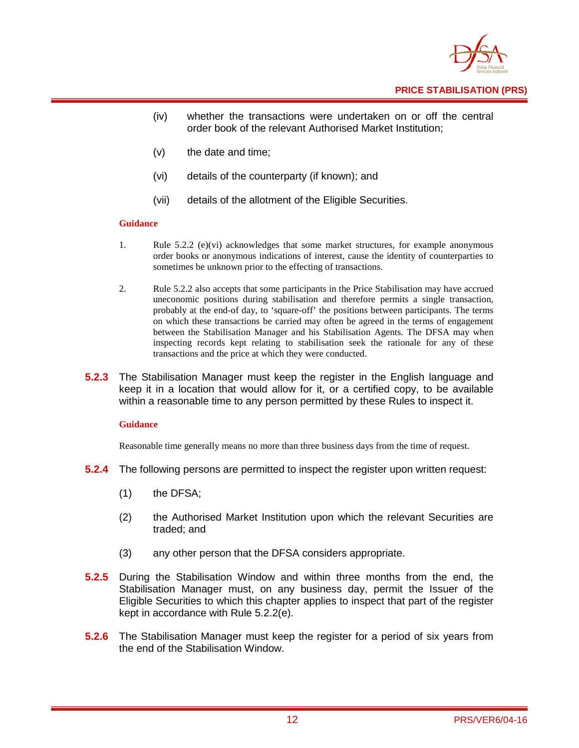(iv) whether the transactions were undertaken on or off the central order book of the relevant Authorised Market Institution;

(v) the date and time;

(vi) details of the counterparty (if known); and

(vii) details of the allotment of the Eligible Securities.

**Guidance**

1. Rule 5.2.2 (e)(vi) acknowledges that some market structures, for example anonymous order books or anonymous indications of interest, cause the identity of counterparties to sometimes be unknown prior to the effecting of transactions.

2. Rule 5.2.2 also accepts that some participants in the Price Stabilisation may have accrued uneconomic positions during stabilisation and therefore permits a single transaction, probably at the end-of day, to 'square-off' the positions between participants. The terms on which these transactions be carried may often be agreed in the terms of engagement between the Stabilisation Manager and his Stabilisation Agents. The DFSA may when inspecting records kept relating to stabilisation seek the rationale for any of these transactions and the price at which they were conducted.

**5.2.3** The Stabilisation Manager must keep the register in the English language and keep it in a location that would allow for it, or a certified copy, to be available within a reasonable time to any person permitted by these Rules to inspect it.

**Guidance**

Reasonable time generally means no more than three business days from the time of request.

**5.2.4** The following persons are permitted to inspect the register upon written request:

(1) the DFSA;

(2) the Authorised Market Institution upon which the relevant Securities are traded; and

(3) any other person that the DFSA considers appropriate.

**5.2.5** During the Stabilisation Window and within three months from the end, the Stabilisation Manager must, on any business day, permit the Issuer of the Eligible Securities to which this chapter applies to inspect that part of the register kept in accordance with Rule 5.2.2(e).

**5.2.6** The Stabilisation Manager must keep the register for a period of six years from the end of the Stabilisation Window.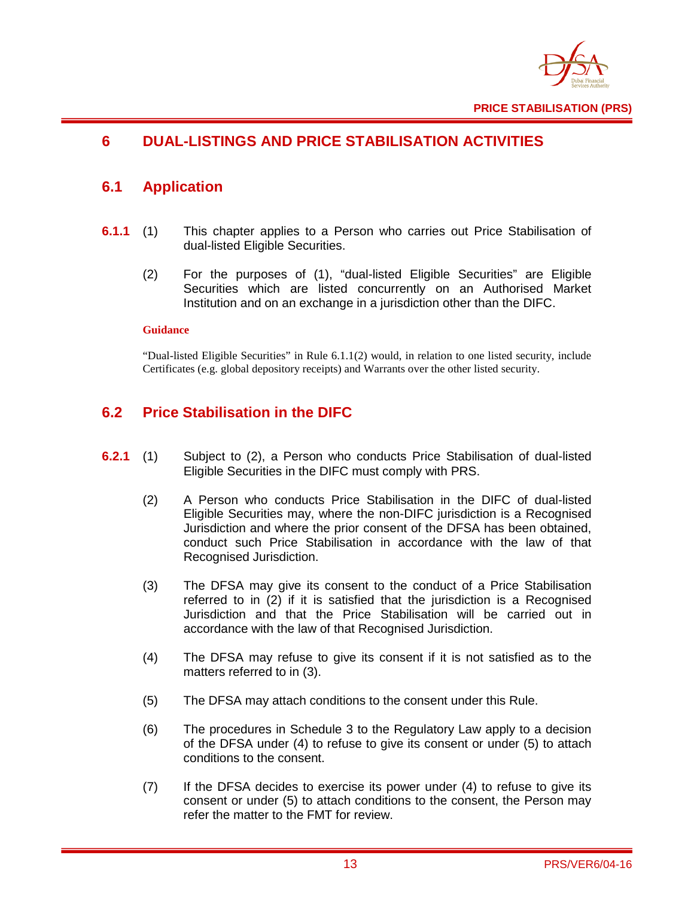# 6 DUAL-LISTINGS AND PRICE STABILISATION ACTIVITIES

## 6.1 Application

**6.1.1** (1) This chapter applies to a Person who carries out Price Stabilisation of dual-listed Eligible Securities.

(2) For the purposes of (1), "dual-listed Eligible Securities" are Eligible Securities which are listed concurrently on an Authorised Market Institution and on an exchange in a jurisdiction other than the DIFC.

**Guidance**

"Dual-listed Eligible Securities" in Rule 6.1.1(2) would, in relation to one listed security, include Certificates (e.g. global depository receipts) and Warrants over the other listed security.

## 6.2 Price Stabilisation in the DIFC

**6.2.1** (1) Subject to (2), a Person who conducts Price Stabilisation of dual-listed Eligible Securities in the DIFC must comply with PRS.

(2) A Person who conducts Price Stabilisation in the DIFC of dual-listed Eligible Securities may, where the non-DIFC jurisdiction is a Recognised Jurisdiction and where the prior consent of the DFSA has been obtained, conduct such Price Stabilisation in accordance with the law of that Recognised Jurisdiction.

(3) The DFSA may give its consent to the conduct of a Price Stabilisation referred to in (2) if it is satisfied that the jurisdiction is a Recognised Jurisdiction and that the Price Stabilisation will be carried out in accordance with the law of that Recognised Jurisdiction.

(4) The DFSA may refuse to give its consent if it is not satisfied as to the matters referred to in (3).

(5) The DFSA may attach conditions to the consent under this Rule.

(6) The procedures in Schedule 3 to the Regulatory Law apply to a decision of the DFSA under (4) to refuse to give its consent or under (5) to attach conditions to the consent.

(7) If the DFSA decides to exercise its power under (4) to refuse to give its consent or under (5) to attach conditions to the consent, the Person may refer the matter to the FMT for review.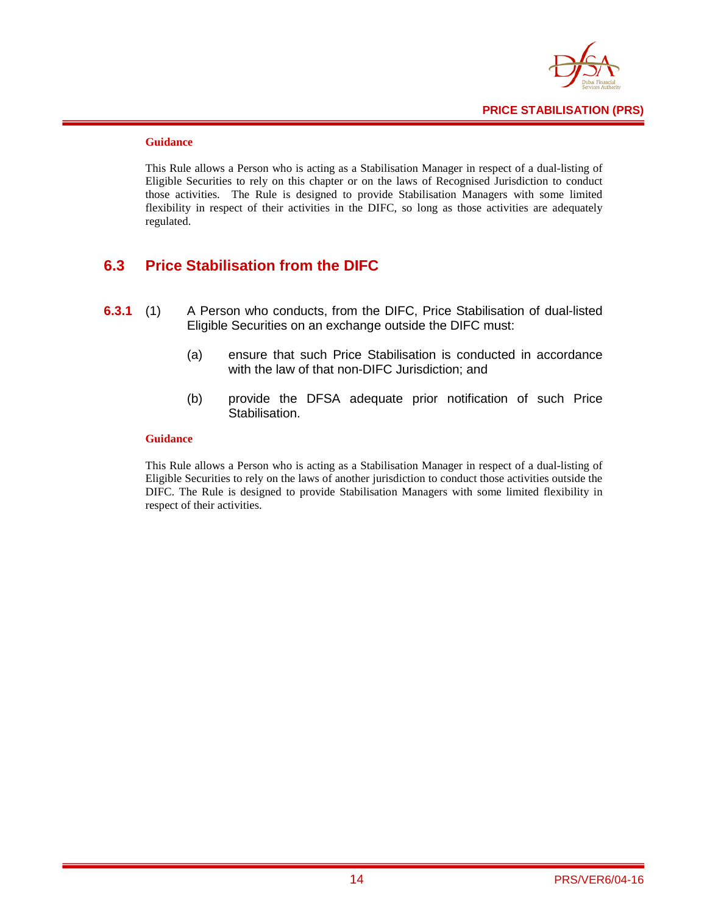**Guidance**

This Rule allows a Person who is acting as a Stabilisation Manager in respect of a dual-listing of Eligible Securities to rely on this chapter or on the laws of Recognised Jurisdiction to conduct those activities. The Rule is designed to provide Stabilisation Managers with some limited flexibility in respect of their activities in the DIFC, so long as those activities are adequately regulated.

## 6.3 Price Stabilisation from the DIFC

**6.3.1** (1) A Person who conducts, from the DIFC, Price Stabilisation of dual-listed Eligible Securities on an exchange outside the DIFC must:

(a) ensure that such Price Stabilisation is conducted in accordance with the law of that non-DIFC Jurisdiction; and

(b) provide the DFSA adequate prior notification of such Price Stabilisation.

**Guidance**

This Rule allows a Person who is acting as a Stabilisation Manager in respect of a dual-listing of Eligible Securities to rely on the laws of another jurisdiction to conduct those activities outside the DIFC. The Rule is designed to provide Stabilisation Managers with some limited flexibility in respect of their activities.